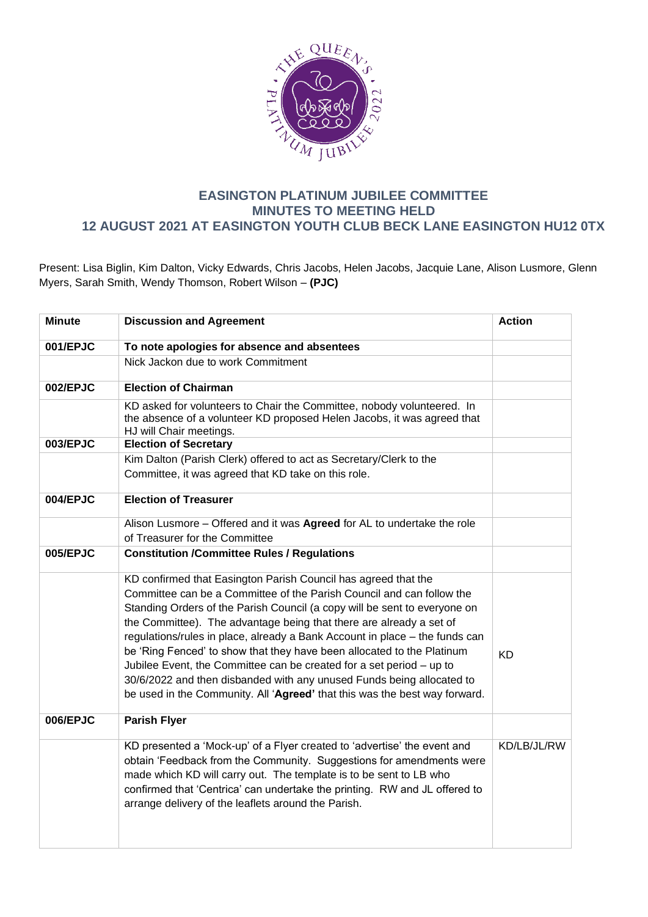# EASINGTON PLATINUM JUBILEE COMMITTEE
## MINUTES TO MEETING HELD
## 12 AUGUST 2021 AT EASINGTON YOUTH CLUB BECK LANE EASINGTON HU12 0TX

Present: Lisa Biglin, Kim Dalton, Vicky Edwards, Chris Jacobs, Helen Jacobs, Jacquie Lane, Alison Lusmore, Glenn Myers, Sarah Smith, Wendy Thomson, Robert Wilson – **(PJC)**

| Minute | Discussion and Agreement | Action |
|---|---|---|
| **001/EPJC** | **To note apologies for absence and absentees** | |
| | Nick Jackon due to work Commitment | |
| **002/EPJC** | **Election of Chairman** | |
| | KD asked for volunteers to Chair the Committee, nobody volunteered. In the absence of a volunteer KD proposed Helen Jacobs, it was agreed that HJ will Chair meetings. | |
| **003/EPJC** | **Election of Secretary** | |
| | Kim Dalton (Parish Clerk) offered to act as Secretary/Clerk to the Committee, it was agreed that KD take on this role. | |
| **004/EPJC** | **Election of Treasurer** | |
| | Alison Lusmore – Offered and it was **Agreed** for AL to undertake the role of Treasurer for the Committee | |
| **005/EPJC** | **Constitution /Committee Rules / Regulations** | |
| | KD confirmed that Easington Parish Council has agreed that the Committee can be a Committee of the Parish Council and can follow the Standing Orders of the Parish Council (a copy will be sent to everyone on the Committee). The advantage being that there are already a set of regulations/rules in place, already a Bank Account in place – the funds can be 'Ring Fenced' to show that they have been allocated to the Platinum Jubilee Event, the Committee can be created for a set period – up to 30/6/2022 and then disbanded with any unused Funds being allocated to be used in the Community. All '**Agreed**' that this was the best way forward. | KD |
| **006/EPJC** | **Parish Flyer** | |
| | KD presented a 'Mock-up' of a Flyer created to 'advertise' the event and obtain 'Feedback from the Community. Suggestions for amendments were made which KD will carry out. The template is to be sent to LB who confirmed that 'Centrica' can undertake the printing. RW and JL offered to arrange delivery of the leaflets around the Parish. | KD/LB/JL/RW |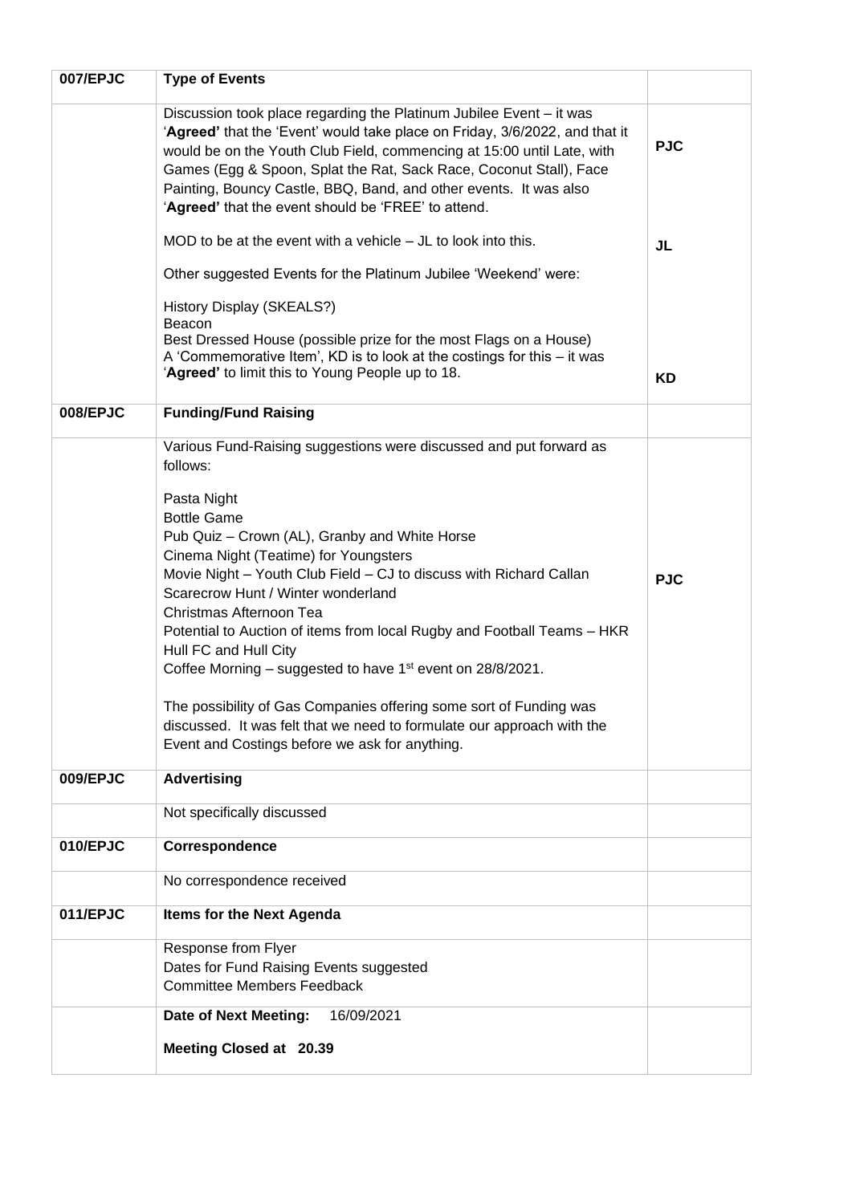| | | |
|---|---|---|
| **007/EPJC** | **Type of Events** | |
| | Discussion took place regarding the Platinum Jubilee Event – it was '**Agreed'** that the 'Event' would take place on Friday, 3/6/2022, and that it would be on the Youth Club Field, commencing at 15:00 until Late, with Games (Egg & Spoon, Splat the Rat, Sack Race, Coconut Stall), Face Painting, Bouncy Castle, BBQ, Band, and other events. It was also '**Agreed'** that the event should be 'FREE' to attend. | **PJC** |
| | MOD to be at the event with a vehicle – JL to look into this. | **JL** |
| | Other suggested Events for the Platinum Jubilee 'Weekend' were:<br><br>History Display (SKEALS?)<br>Beacon<br>Best Dressed House (possible prize for the most Flags on a House)<br>A 'Commemorative Item', KD is to look at the costings for this – it was '**Agreed'** to limit this to Young People up to 18. | **KD** |
| **008/EPJC** | **Funding/Fund Raising** | |
| | Various Fund-Raising suggestions were discussed and put forward as follows:<br><br>Pasta Night<br>Bottle Game<br>Pub Quiz – Crown (AL), Granby and White Horse<br>Cinema Night (Teatime) for Youngsters<br>Movie Night – Youth Club Field – CJ to discuss with Richard Callan<br>Scarecrow Hunt / Winter wonderland<br>Christmas Afternoon Tea<br>Potential to Auction of items from local Rugby and Football Teams – HKR Hull FC and Hull City<br>Coffee Morning – suggested to have 1st event on 28/8/2021.<br><br>The possibility of Gas Companies offering some sort of Funding was discussed. It was felt that we need to formulate our approach with the Event and Costings before we ask for anything. | **PJC** |
| **009/EPJC** | **Advertising** | |
| | Not specifically discussed | |
| **010/EPJC** | **Correspondence** | |
| | No correspondence received | |
| **011/EPJC** | **Items for the Next Agenda** | |
| | Response from Flyer<br>Dates for Fund Raising Events suggested<br>Committee Members Feedback | |
| | **Date of Next Meeting:** 16/09/2021<br><br>**Meeting Closed at 20.39** | |